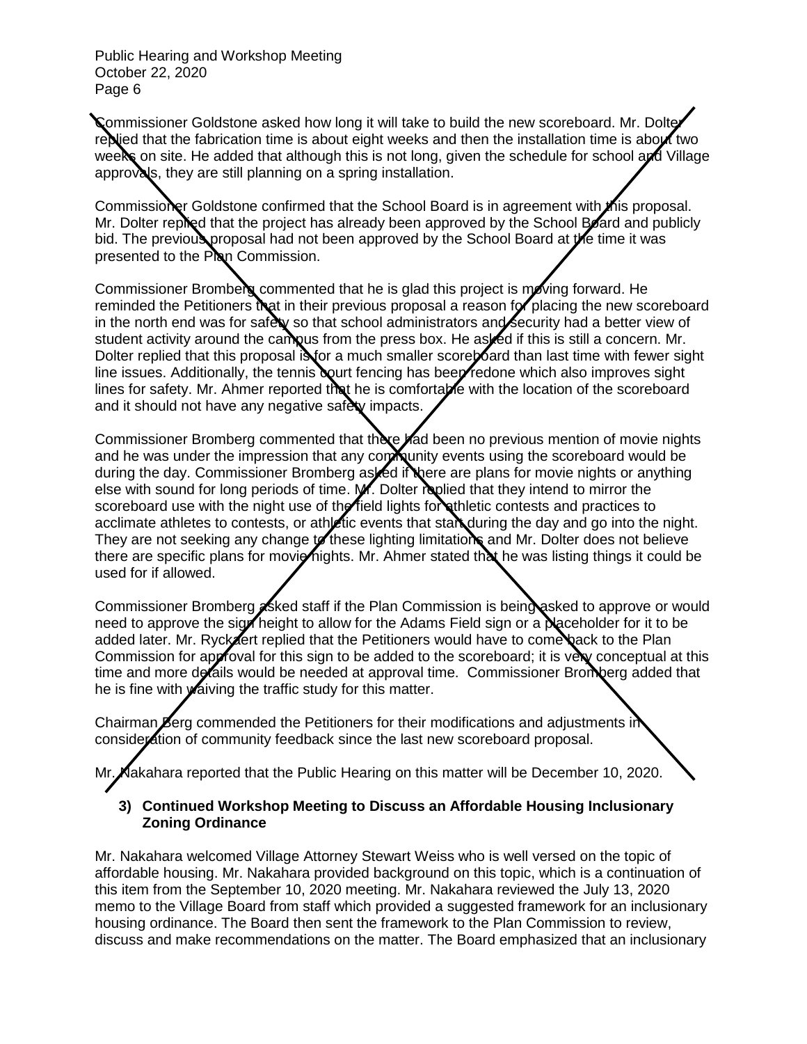Commissioner Goldstone asked how long it will take to build the new scoreboard. Mr. Dolter replied that the fabrication time is about eight weeks and then the installation time is about two weeks on site. He added that although this is not long, given the schedule for school and Village approvals, they are still planning on a spring installation.

Commissioner Goldstone confirmed that the School Board is in agreement with this proposal. Mr. Dolter replied that the project has already been approved by the School Board and publicly bid. The previous proposal had not been approved by the School Board at the time it was presented to the Plan Commission.

Commissioner Bromberg commented that he is glad this project is moving forward. He reminded the Petitioners that in their previous proposal a reason for placing the new scoreboard in the north end was for safety so that school administrators and security had a better view of student activity around the campus from the press box. He asked if this is still a concern. Mr. Dolter replied that this proposal is for a much smaller scoreboard than last time with fewer sight line issues. Additionally, the tennis court fencing has been redone which also improves sight lines for safety. Mr. Ahmer reported that he is comfortable with the location of the scoreboard and it should not have any negative safety impacts.

Commissioner Bromberg commented that there had been no previous mention of movie nights and he was under the impression that any community events using the scoreboard would be during the day. Commissioner Bromberg asked if there are plans for movie nights or anything else with sound for long periods of time. Mr. Dolter replied that they intend to mirror the scoreboard use with the night use of the field lights for athletic contests and practices to acclimate athletes to contests, or athletic events that start during the day and go into the night. They are not seeking any change to these lighting limitations and Mr. Dolter does not believe there are specific plans for movie nights. Mr. Ahmer stated that he was listing things it could be used for if allowed.

Commissioner Bromberg asked staff if the Plan Commission is being asked to approve or would need to approve the sign height to allow for the Adams Field sign or a placeholder for it to be added later. Mr. Ryckaert replied that the Petitioners would have to come back to the Plan Commission for approval for this sign to be added to the scoreboard; it is very conceptual at this time and more details would be needed at approval time. Commissioner Bromberg added that he is fine with waiving the traffic study for this matter.

Chairman Berg commended the Petitioners for their modifications and adjustments in consideration of community feedback since the last new scoreboard proposal.

Mr. Nakahara reported that the Public Hearing on this matter will be December 10, 2020.

### 3) Continued Workshop Meeting to Discuss an Affordable Housing Inclusionary Zoning Ordinance

Mr. Nakahara welcomed Village Attorney Stewart Weiss who is well versed on the topic of affordable housing. Mr. Nakahara provided background on this topic, which is a continuation of this item from the September 10, 2020 meeting. Mr. Nakahara reviewed the July 13, 2020 memo to the Village Board from staff which provided a suggested framework for an inclusionary housing ordinance. The Board then sent the framework to the Plan Commission to review, discuss and make recommendations on the matter. The Board emphasized that an inclusionary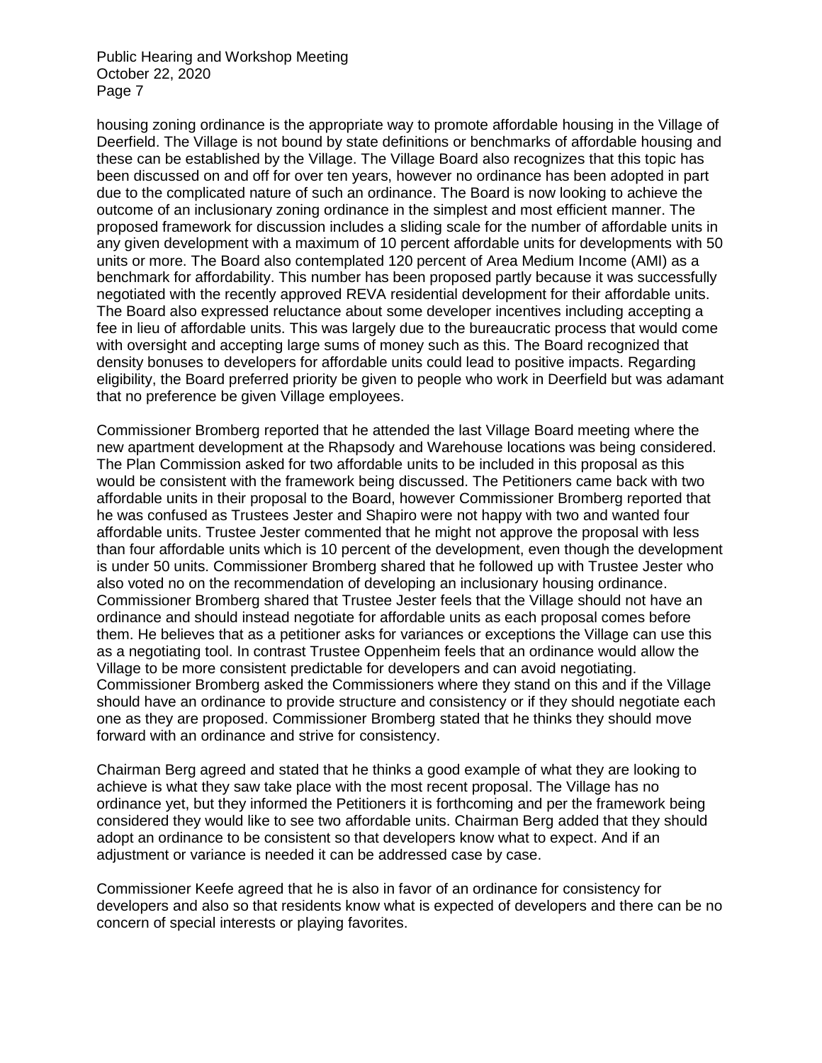housing zoning ordinance is the appropriate way to promote affordable housing in the Village of Deerfield. The Village is not bound by state definitions or benchmarks of affordable housing and these can be established by the Village. The Village Board also recognizes that this topic has been discussed on and off for over ten years, however no ordinance has been adopted in part due to the complicated nature of such an ordinance. The Board is now looking to achieve the outcome of an inclusionary zoning ordinance in the simplest and most efficient manner. The proposed framework for discussion includes a sliding scale for the number of affordable units in any given development with a maximum of 10 percent affordable units for developments with 50 units or more. The Board also contemplated 120 percent of Area Medium Income (AMI) as a benchmark for affordability. This number has been proposed partly because it was successfully negotiated with the recently approved REVA residential development for their affordable units. The Board also expressed reluctance about some developer incentives including accepting a fee in lieu of affordable units. This was largely due to the bureaucratic process that would come with oversight and accepting large sums of money such as this. The Board recognized that density bonuses to developers for affordable units could lead to positive impacts. Regarding eligibility, the Board preferred priority be given to people who work in Deerfield but was adamant that no preference be given Village employees.

Commissioner Bromberg reported that he attended the last Village Board meeting where the new apartment development at the Rhapsody and Warehouse locations was being considered. The Plan Commission asked for two affordable units to be included in this proposal as this would be consistent with the framework being discussed. The Petitioners came back with two affordable units in their proposal to the Board, however Commissioner Bromberg reported that he was confused as Trustees Jester and Shapiro were not happy with two and wanted four affordable units. Trustee Jester commented that he might not approve the proposal with less than four affordable units which is 10 percent of the development, even though the development is under 50 units. Commissioner Bromberg shared that he followed up with Trustee Jester who also voted no on the recommendation of developing an inclusionary housing ordinance. Commissioner Bromberg shared that Trustee Jester feels that the Village should not have an ordinance and should instead negotiate for affordable units as each proposal comes before them. He believes that as a petitioner asks for variances or exceptions the Village can use this as a negotiating tool. In contrast Trustee Oppenheim feels that an ordinance would allow the Village to be more consistent predictable for developers and can avoid negotiating. Commissioner Bromberg asked the Commissioners where they stand on this and if the Village should have an ordinance to provide structure and consistency or if they should negotiate each one as they are proposed. Commissioner Bromberg stated that he thinks they should move forward with an ordinance and strive for consistency.

Chairman Berg agreed and stated that he thinks a good example of what they are looking to achieve is what they saw take place with the most recent proposal. The Village has no ordinance yet, but they informed the Petitioners it is forthcoming and per the framework being considered they would like to see two affordable units. Chairman Berg added that they should adopt an ordinance to be consistent so that developers know what to expect. And if an adjustment or variance is needed it can be addressed case by case.

Commissioner Keefe agreed that he is also in favor of an ordinance for consistency for developers and also so that residents know what is expected of developers and there can be no concern of special interests or playing favorites.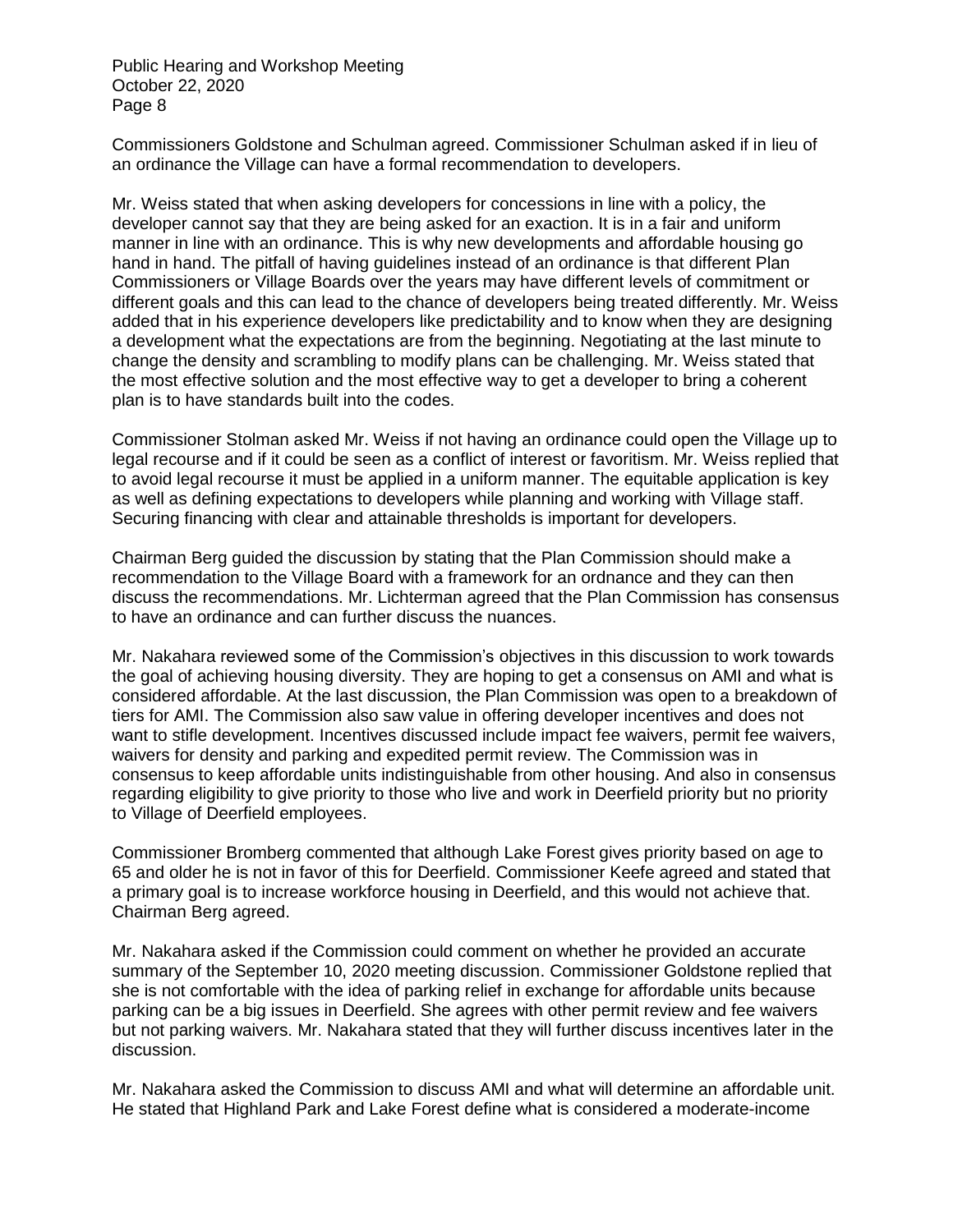Commissioners Goldstone and Schulman agreed. Commissioner Schulman asked if in lieu of an ordinance the Village can have a formal recommendation to developers.

Mr. Weiss stated that when asking developers for concessions in line with a policy, the developer cannot say that they are being asked for an exaction. It is in a fair and uniform manner in line with an ordinance. This is why new developments and affordable housing go hand in hand. The pitfall of having guidelines instead of an ordinance is that different Plan Commissioners or Village Boards over the years may have different levels of commitment or different goals and this can lead to the chance of developers being treated differently. Mr. Weiss added that in his experience developers like predictability and to know when they are designing a development what the expectations are from the beginning. Negotiating at the last minute to change the density and scrambling to modify plans can be challenging. Mr. Weiss stated that the most effective solution and the most effective way to get a developer to bring a coherent plan is to have standards built into the codes.

Commissioner Stolman asked Mr. Weiss if not having an ordinance could open the Village up to legal recourse and if it could be seen as a conflict of interest or favoritism. Mr. Weiss replied that to avoid legal recourse it must be applied in a uniform manner. The equitable application is key as well as defining expectations to developers while planning and working with Village staff. Securing financing with clear and attainable thresholds is important for developers.

Chairman Berg guided the discussion by stating that the Plan Commission should make a recommendation to the Village Board with a framework for an ordnance and they can then discuss the recommendations. Mr. Lichterman agreed that the Plan Commission has consensus to have an ordinance and can further discuss the nuances.

Mr. Nakahara reviewed some of the Commission's objectives in this discussion to work towards the goal of achieving housing diversity. They are hoping to get a consensus on AMI and what is considered affordable. At the last discussion, the Plan Commission was open to a breakdown of tiers for AMI. The Commission also saw value in offering developer incentives and does not want to stifle development. Incentives discussed include impact fee waivers, permit fee waivers, waivers for density and parking and expedited permit review. The Commission was in consensus to keep affordable units indistinguishable from other housing. And also in consensus regarding eligibility to give priority to those who live and work in Deerfield priority but no priority to Village of Deerfield employees.

Commissioner Bromberg commented that although Lake Forest gives priority based on age to 65 and older he is not in favor of this for Deerfield. Commissioner Keefe agreed and stated that a primary goal is to increase workforce housing in Deerfield, and this would not achieve that. Chairman Berg agreed.

Mr. Nakahara asked if the Commission could comment on whether he provided an accurate summary of the September 10, 2020 meeting discussion. Commissioner Goldstone replied that she is not comfortable with the idea of parking relief in exchange for affordable units because parking can be a big issues in Deerfield. She agrees with other permit review and fee waivers but not parking waivers. Mr. Nakahara stated that they will further discuss incentives later in the discussion.

Mr. Nakahara asked the Commission to discuss AMI and what will determine an affordable unit. He stated that Highland Park and Lake Forest define what is considered a moderate-income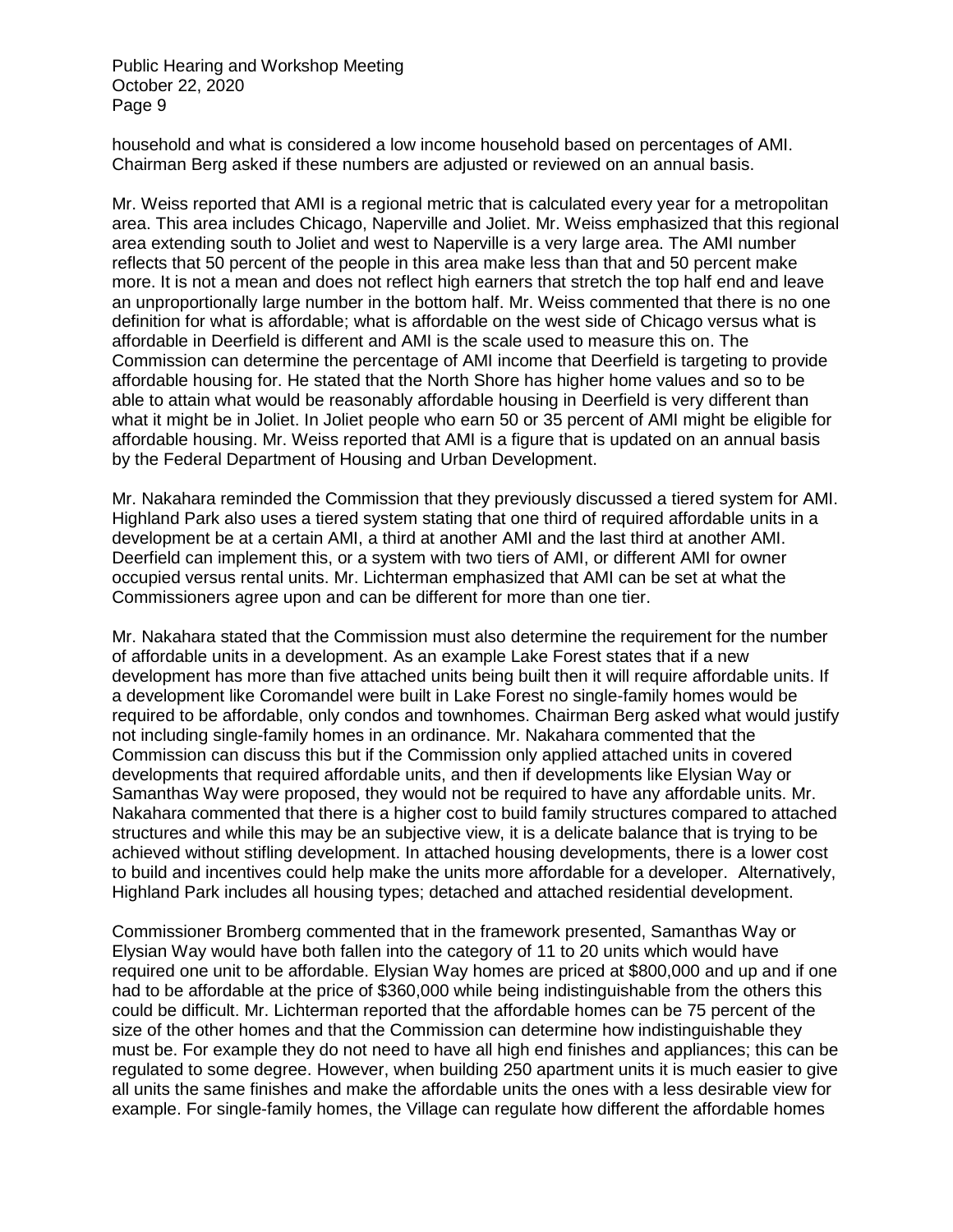household and what is considered a low income household based on percentages of AMI. Chairman Berg asked if these numbers are adjusted or reviewed on an annual basis.

Mr. Weiss reported that AMI is a regional metric that is calculated every year for a metropolitan area. This area includes Chicago, Naperville and Joliet. Mr. Weiss emphasized that this regional area extending south to Joliet and west to Naperville is a very large area. The AMI number reflects that 50 percent of the people in this area make less than that and 50 percent make more. It is not a mean and does not reflect high earners that stretch the top half end and leave an unproportionally large number in the bottom half. Mr. Weiss commented that there is no one definition for what is affordable; what is affordable on the west side of Chicago versus what is affordable in Deerfield is different and AMI is the scale used to measure this on. The Commission can determine the percentage of AMI income that Deerfield is targeting to provide affordable housing for. He stated that the North Shore has higher home values and so to be able to attain what would be reasonably affordable housing in Deerfield is very different than what it might be in Joliet. In Joliet people who earn 50 or 35 percent of AMI might be eligible for affordable housing. Mr. Weiss reported that AMI is a figure that is updated on an annual basis by the Federal Department of Housing and Urban Development.

Mr. Nakahara reminded the Commission that they previously discussed a tiered system for AMI. Highland Park also uses a tiered system stating that one third of required affordable units in a development be at a certain AMI, a third at another AMI and the last third at another AMI. Deerfield can implement this, or a system with two tiers of AMI, or different AMI for owner occupied versus rental units. Mr. Lichterman emphasized that AMI can be set at what the Commissioners agree upon and can be different for more than one tier.

Mr. Nakahara stated that the Commission must also determine the requirement for the number of affordable units in a development. As an example Lake Forest states that if a new development has more than five attached units being built then it will require affordable units. If a development like Coromandel were built in Lake Forest no single-family homes would be required to be affordable, only condos and townhomes. Chairman Berg asked what would justify not including single-family homes in an ordinance. Mr. Nakahara commented that the Commission can discuss this but if the Commission only applied attached units in covered developments that required affordable units, and then if developments like Elysian Way or Samanthas Way were proposed, they would not be required to have any affordable units. Mr. Nakahara commented that there is a higher cost to build family structures compared to attached structures and while this may be an subjective view, it is a delicate balance that is trying to be achieved without stifling development. In attached housing developments, there is a lower cost to build and incentives could help make the units more affordable for a developer. Alternatively, Highland Park includes all housing types; detached and attached residential development.

Commissioner Bromberg commented that in the framework presented, Samanthas Way or Elysian Way would have both fallen into the category of 11 to 20 units which would have required one unit to be affordable. Elysian Way homes are priced at $800,000 and up and if one had to be affordable at the price of $360,000 while being indistinguishable from the others this could be difficult. Mr. Lichterman reported that the affordable homes can be 75 percent of the size of the other homes and that the Commission can determine how indistinguishable they must be. For example they do not need to have all high end finishes and appliances; this can be regulated to some degree. However, when building 250 apartment units it is much easier to give all units the same finishes and make the affordable units the ones with a less desirable view for example. For single-family homes, the Village can regulate how different the affordable homes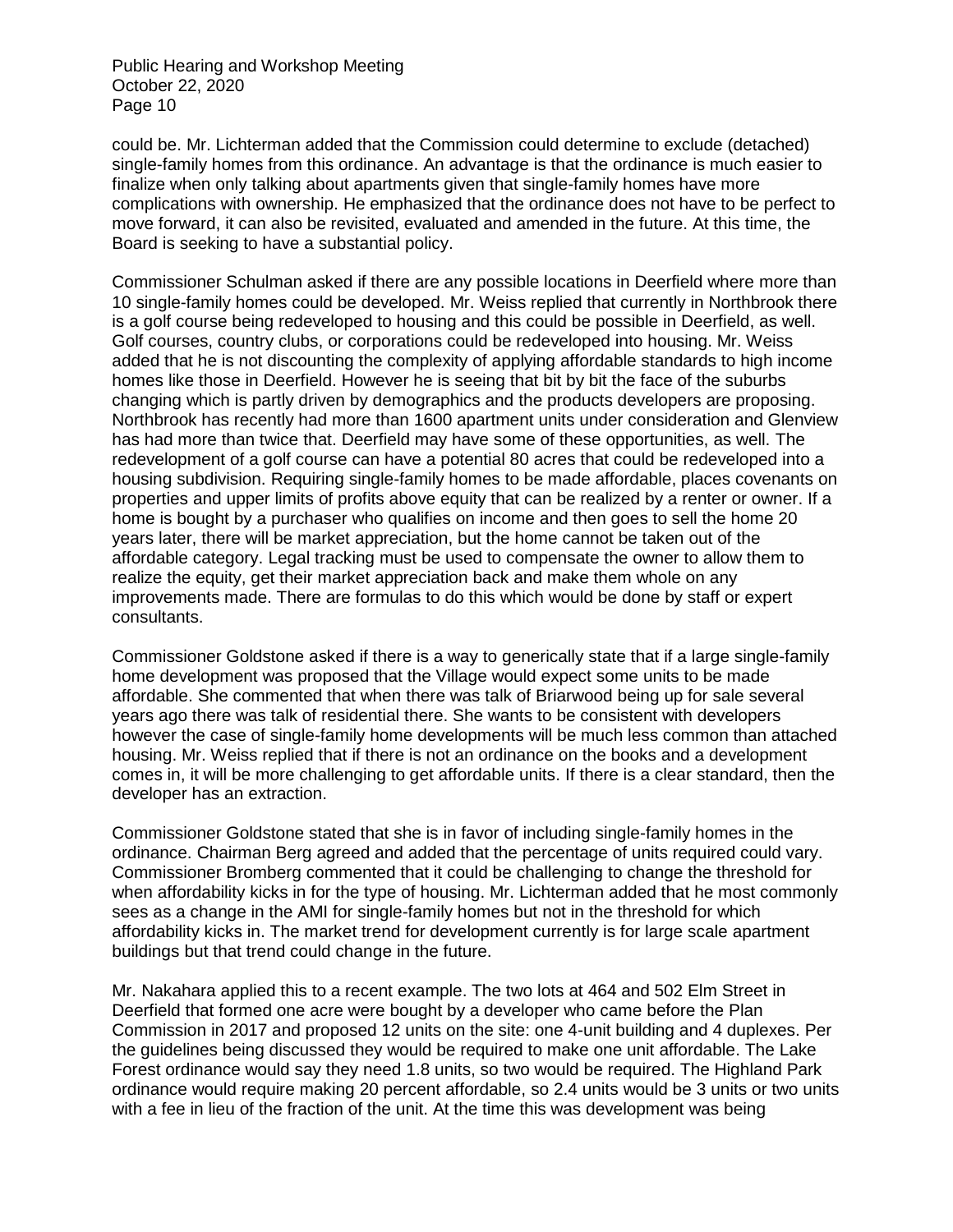could be. Mr. Lichterman added that the Commission could determine to exclude (detached) single-family homes from this ordinance. An advantage is that the ordinance is much easier to finalize when only talking about apartments given that single-family homes have more complications with ownership. He emphasized that the ordinance does not have to be perfect to move forward, it can also be revisited, evaluated and amended in the future. At this time, the Board is seeking to have a substantial policy.

Commissioner Schulman asked if there are any possible locations in Deerfield where more than 10 single-family homes could be developed. Mr. Weiss replied that currently in Northbrook there is a golf course being redeveloped to housing and this could be possible in Deerfield, as well. Golf courses, country clubs, or corporations could be redeveloped into housing. Mr. Weiss added that he is not discounting the complexity of applying affordable standards to high income homes like those in Deerfield. However he is seeing that bit by bit the face of the suburbs changing which is partly driven by demographics and the products developers are proposing. Northbrook has recently had more than 1600 apartment units under consideration and Glenview has had more than twice that. Deerfield may have some of these opportunities, as well. The redevelopment of a golf course can have a potential 80 acres that could be redeveloped into a housing subdivision. Requiring single-family homes to be made affordable, places covenants on properties and upper limits of profits above equity that can be realized by a renter or owner. If a home is bought by a purchaser who qualifies on income and then goes to sell the home 20 years later, there will be market appreciation, but the home cannot be taken out of the affordable category. Legal tracking must be used to compensate the owner to allow them to realize the equity, get their market appreciation back and make them whole on any improvements made. There are formulas to do this which would be done by staff or expert consultants.

Commissioner Goldstone asked if there is a way to generically state that if a large single-family home development was proposed that the Village would expect some units to be made affordable. She commented that when there was talk of Briarwood being up for sale several years ago there was talk of residential there. She wants to be consistent with developers however the case of single-family home developments will be much less common than attached housing. Mr. Weiss replied that if there is not an ordinance on the books and a development comes in, it will be more challenging to get affordable units. If there is a clear standard, then the developer has an extraction.

Commissioner Goldstone stated that she is in favor of including single-family homes in the ordinance. Chairman Berg agreed and added that the percentage of units required could vary. Commissioner Bromberg commented that it could be challenging to change the threshold for when affordability kicks in for the type of housing. Mr. Lichterman added that he most commonly sees as a change in the AMI for single-family homes but not in the threshold for which affordability kicks in. The market trend for development currently is for large scale apartment buildings but that trend could change in the future.

Mr. Nakahara applied this to a recent example. The two lots at 464 and 502 Elm Street in Deerfield that formed one acre were bought by a developer who came before the Plan Commission in 2017 and proposed 12 units on the site: one 4-unit building and 4 duplexes. Per the guidelines being discussed they would be required to make one unit affordable. The Lake Forest ordinance would say they need 1.8 units, so two would be required. The Highland Park ordinance would require making 20 percent affordable, so 2.4 units would be 3 units or two units with a fee in lieu of the fraction of the unit. At the time this was development was being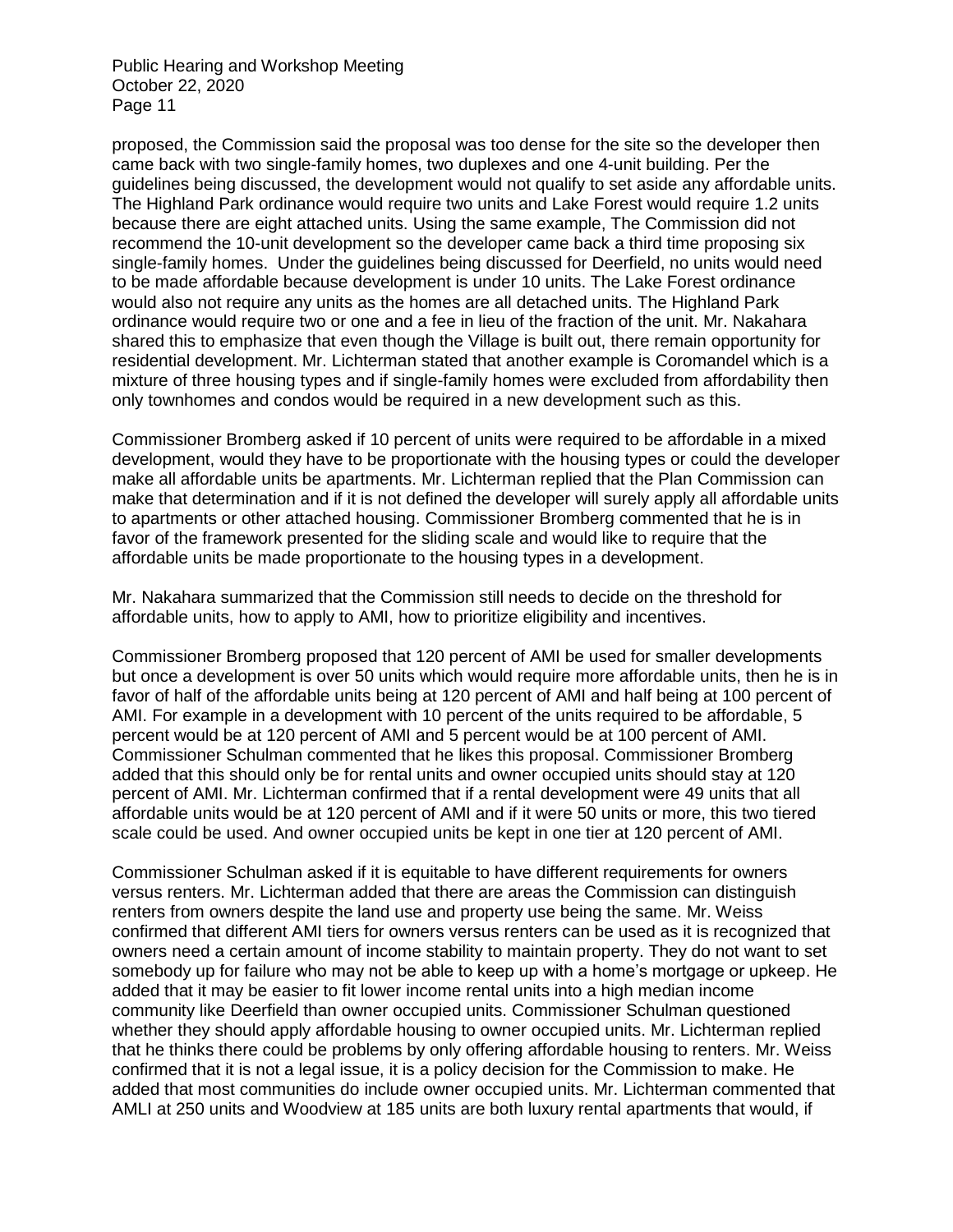proposed, the Commission said the proposal was too dense for the site so the developer then came back with two single-family homes, two duplexes and one 4-unit building. Per the guidelines being discussed, the development would not qualify to set aside any affordable units. The Highland Park ordinance would require two units and Lake Forest would require 1.2 units because there are eight attached units. Using the same example, The Commission did not recommend the 10-unit development so the developer came back a third time proposing six single-family homes. Under the guidelines being discussed for Deerfield, no units would need to be made affordable because development is under 10 units. The Lake Forest ordinance would also not require any units as the homes are all detached units. The Highland Park ordinance would require two or one and a fee in lieu of the fraction of the unit. Mr. Nakahara shared this to emphasize that even though the Village is built out, there remain opportunity for residential development. Mr. Lichterman stated that another example is Coromandel which is a mixture of three housing types and if single-family homes were excluded from affordability then only townhomes and condos would be required in a new development such as this.

Commissioner Bromberg asked if 10 percent of units were required to be affordable in a mixed development, would they have to be proportionate with the housing types or could the developer make all affordable units be apartments. Mr. Lichterman replied that the Plan Commission can make that determination and if it is not defined the developer will surely apply all affordable units to apartments or other attached housing. Commissioner Bromberg commented that he is in favor of the framework presented for the sliding scale and would like to require that the affordable units be made proportionate to the housing types in a development.

Mr. Nakahara summarized that the Commission still needs to decide on the threshold for affordable units, how to apply to AMI, how to prioritize eligibility and incentives.

Commissioner Bromberg proposed that 120 percent of AMI be used for smaller developments but once a development is over 50 units which would require more affordable units, then he is in favor of half of the affordable units being at 120 percent of AMI and half being at 100 percent of AMI. For example in a development with 10 percent of the units required to be affordable, 5 percent would be at 120 percent of AMI and 5 percent would be at 100 percent of AMI. Commissioner Schulman commented that he likes this proposal. Commissioner Bromberg added that this should only be for rental units and owner occupied units should stay at 120 percent of AMI. Mr. Lichterman confirmed that if a rental development were 49 units that all affordable units would be at 120 percent of AMI and if it were 50 units or more, this two tiered scale could be used. And owner occupied units be kept in one tier at 120 percent of AMI.

Commissioner Schulman asked if it is equitable to have different requirements for owners versus renters. Mr. Lichterman added that there are areas the Commission can distinguish renters from owners despite the land use and property use being the same. Mr. Weiss confirmed that different AMI tiers for owners versus renters can be used as it is recognized that owners need a certain amount of income stability to maintain property. They do not want to set somebody up for failure who may not be able to keep up with a home's mortgage or upkeep. He added that it may be easier to fit lower income rental units into a high median income community like Deerfield than owner occupied units. Commissioner Schulman questioned whether they should apply affordable housing to owner occupied units. Mr. Lichterman replied that he thinks there could be problems by only offering affordable housing to renters. Mr. Weiss confirmed that it is not a legal issue, it is a policy decision for the Commission to make. He added that most communities do include owner occupied units. Mr. Lichterman commented that AMLI at 250 units and Woodview at 185 units are both luxury rental apartments that would, if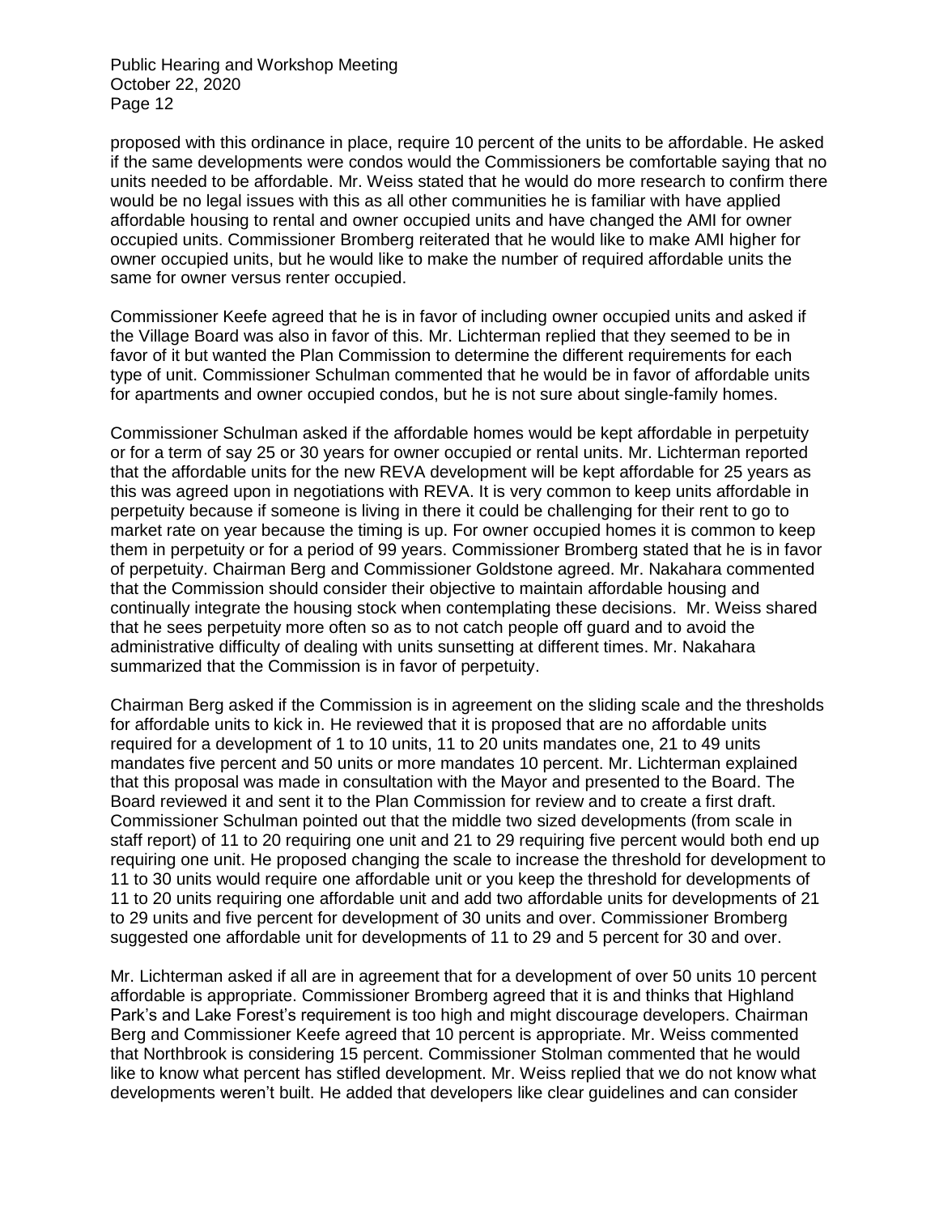proposed with this ordinance in place, require 10 percent of the units to be affordable. He asked if the same developments were condos would the Commissioners be comfortable saying that no units needed to be affordable. Mr. Weiss stated that he would do more research to confirm there would be no legal issues with this as all other communities he is familiar with have applied affordable housing to rental and owner occupied units and have changed the AMI for owner occupied units. Commissioner Bromberg reiterated that he would like to make AMI higher for owner occupied units, but he would like to make the number of required affordable units the same for owner versus renter occupied.

Commissioner Keefe agreed that he is in favor of including owner occupied units and asked if the Village Board was also in favor of this. Mr. Lichterman replied that they seemed to be in favor of it but wanted the Plan Commission to determine the different requirements for each type of unit. Commissioner Schulman commented that he would be in favor of affordable units for apartments and owner occupied condos, but he is not sure about single-family homes.

Commissioner Schulman asked if the affordable homes would be kept affordable in perpetuity or for a term of say 25 or 30 years for owner occupied or rental units. Mr. Lichterman reported that the affordable units for the new REVA development will be kept affordable for 25 years as this was agreed upon in negotiations with REVA. It is very common to keep units affordable in perpetuity because if someone is living in there it could be challenging for their rent to go to market rate on year because the timing is up. For owner occupied homes it is common to keep them in perpetuity or for a period of 99 years. Commissioner Bromberg stated that he is in favor of perpetuity. Chairman Berg and Commissioner Goldstone agreed. Mr. Nakahara commented that the Commission should consider their objective to maintain affordable housing and continually integrate the housing stock when contemplating these decisions. Mr. Weiss shared that he sees perpetuity more often so as to not catch people off guard and to avoid the administrative difficulty of dealing with units sunsetting at different times. Mr. Nakahara summarized that the Commission is in favor of perpetuity.

Chairman Berg asked if the Commission is in agreement on the sliding scale and the thresholds for affordable units to kick in. He reviewed that it is proposed that are no affordable units required for a development of 1 to 10 units, 11 to 20 units mandates one, 21 to 49 units mandates five percent and 50 units or more mandates 10 percent. Mr. Lichterman explained that this proposal was made in consultation with the Mayor and presented to the Board. The Board reviewed it and sent it to the Plan Commission for review and to create a first draft. Commissioner Schulman pointed out that the middle two sized developments (from scale in staff report) of 11 to 20 requiring one unit and 21 to 29 requiring five percent would both end up requiring one unit. He proposed changing the scale to increase the threshold for development to 11 to 30 units would require one affordable unit or you keep the threshold for developments of 11 to 20 units requiring one affordable unit and add two affordable units for developments of 21 to 29 units and five percent for development of 30 units and over. Commissioner Bromberg suggested one affordable unit for developments of 11 to 29 and 5 percent for 30 and over.

Mr. Lichterman asked if all are in agreement that for a development of over 50 units 10 percent affordable is appropriate. Commissioner Bromberg agreed that it is and thinks that Highland Park's and Lake Forest's requirement is too high and might discourage developers. Chairman Berg and Commissioner Keefe agreed that 10 percent is appropriate. Mr. Weiss commented that Northbrook is considering 15 percent. Commissioner Stolman commented that he would like to know what percent has stifled development. Mr. Weiss replied that we do not know what developments weren't built. He added that developers like clear guidelines and can consider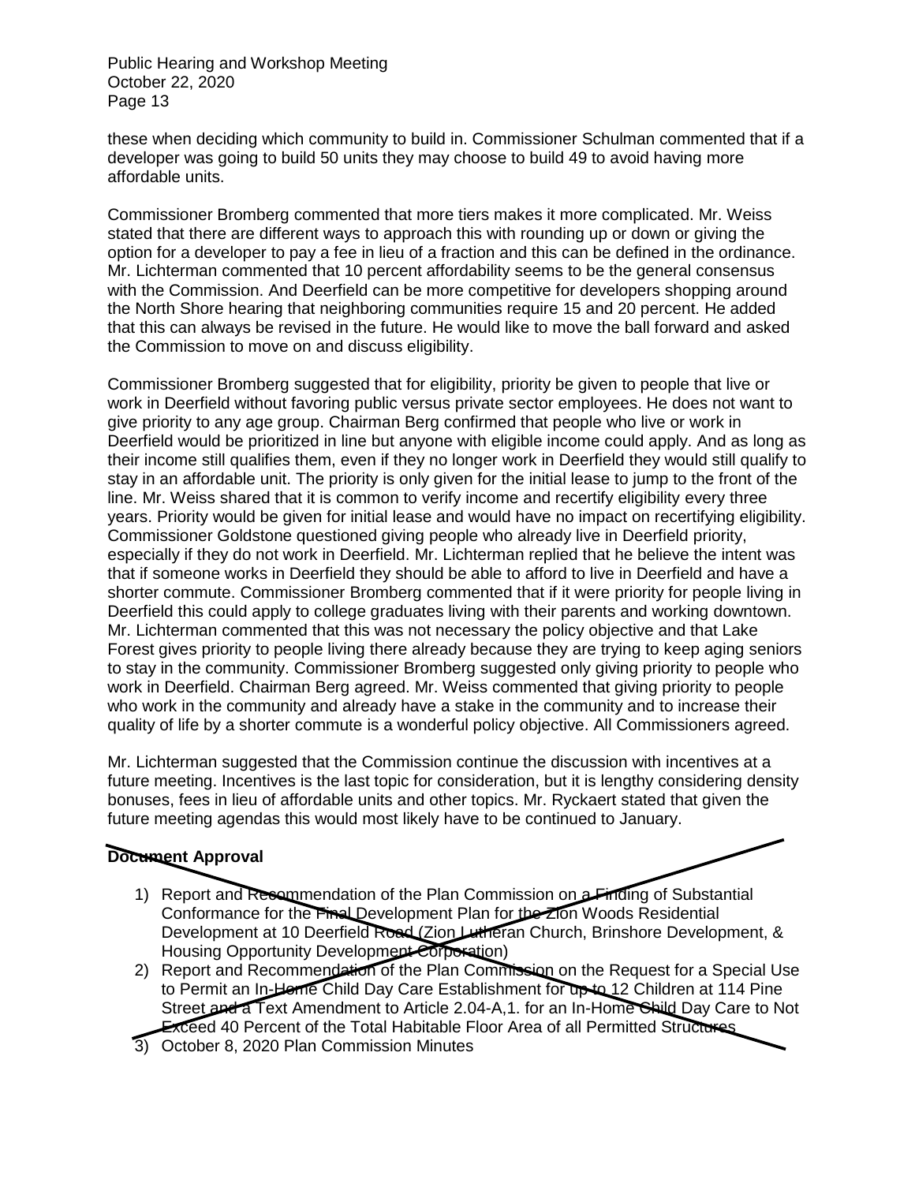these when deciding which community to build in. Commissioner Schulman commented that if a developer was going to build 50 units they may choose to build 49 to avoid having more affordable units.

Commissioner Bromberg commented that more tiers makes it more complicated. Mr. Weiss stated that there are different ways to approach this with rounding up or down or giving the option for a developer to pay a fee in lieu of a fraction and this can be defined in the ordinance. Mr. Lichterman commented that 10 percent affordability seems to be the general consensus with the Commission. And Deerfield can be more competitive for developers shopping around the North Shore hearing that neighboring communities require 15 and 20 percent. He added that this can always be revised in the future. He would like to move the ball forward and asked the Commission to move on and discuss eligibility.

Commissioner Bromberg suggested that for eligibility, priority be given to people that live or work in Deerfield without favoring public versus private sector employees. He does not want to give priority to any age group. Chairman Berg confirmed that people who live or work in Deerfield would be prioritized in line but anyone with eligible income could apply. And as long as their income still qualifies them, even if they no longer work in Deerfield they would still qualify to stay in an affordable unit. The priority is only given for the initial lease to jump to the front of the line. Mr. Weiss shared that it is common to verify income and recertify eligibility every three years. Priority would be given for initial lease and would have no impact on recertifying eligibility. Commissioner Goldstone questioned giving people who already live in Deerfield priority, especially if they do not work in Deerfield. Mr. Lichterman replied that he believe the intent was that if someone works in Deerfield they should be able to afford to live in Deerfield and have a shorter commute. Commissioner Bromberg commented that if it were priority for people living in Deerfield this could apply to college graduates living with their parents and working downtown. Mr. Lichterman commented that this was not necessary the policy objective and that Lake Forest gives priority to people living there already because they are trying to keep aging seniors to stay in the community. Commissioner Bromberg suggested only giving priority to people who work in Deerfield. Chairman Berg agreed. Mr. Weiss commented that giving priority to people who work in the community and already have a stake in the community and to increase their quality of life by a shorter commute is a wonderful policy objective. All Commissioners agreed.

Mr. Lichterman suggested that the Commission continue the discussion with incentives at a future meeting. Incentives is the last topic for consideration, but it is lengthy considering density bonuses, fees in lieu of affordable units and other topics. Mr. Ryckaert stated that given the future meeting agendas this would most likely have to be continued to January.

**Document Approval**

1) Report and Recommendation of the Plan Commission on a Finding of Substantial Conformance for the Final Development Plan for the Zion Woods Residential Development at 10 Deerfield Road (Zion Lutheran Church, Brinshore Development, & Housing Opportunity Development Corporation)
2) Report and Recommendation of the Plan Commission on the Request for a Special Use to Permit an In-Home Child Day Care Establishment for up to 12 Children at 114 Pine Street and a Text Amendment to Article 2.04-A,1. for an In-Home Child Day Care to Not Exceed 40 Percent of the Total Habitable Floor Area of all Permitted Structures
3) October 8, 2020 Plan Commission Minutes